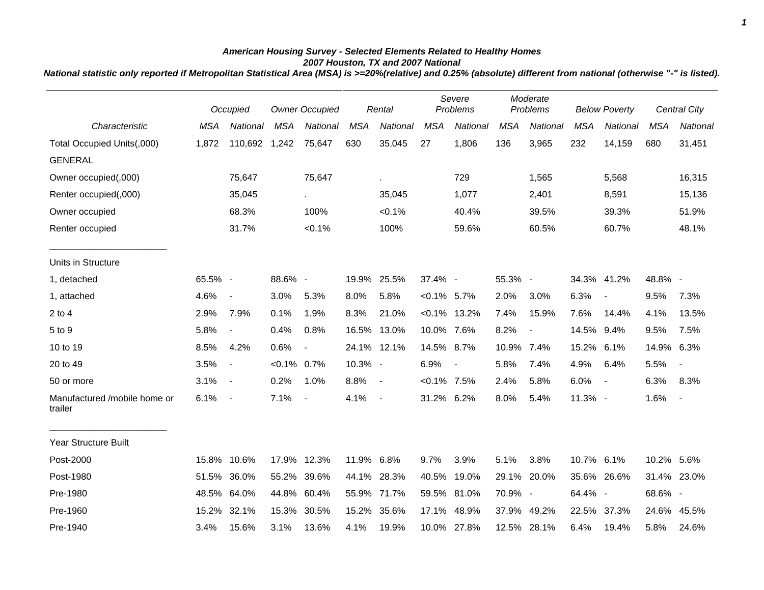***American Housing Survey - Selected Elements Related to Healthy Homes***
***2007 Houston, TX and 2007 National***
***National statistic only reported if Metropolitan Statistical Area (MSA) is >=20%(relative) and 0.25% (absolute) different from national (otherwise "-" is listed).***

| | *Occupied* | | *Owner Occupied* | | *Rental* | | *Severe Problems* | | *Moderate Problems* | | *Below Poverty* | | *Central City* | |
|---|---|---|---|---|---|---|---|---|---|---|---|---|---|---|
| *Characteristic* | *MSA* | *National* | *MSA* | *National* | *MSA* | *National* | *MSA* | *National* | *MSA* | *National* | *MSA* | *National* | *MSA* | *National* |
| Total Occupied Units(,000) | 1,872 | 110,692 | 1,242 | 75,647 | 630 | 35,045 | 27 | 1,806 | 136 | 3,965 | 232 | 14,159 | 680 | 31,451 |
| GENERAL | | | | | | | | | | | | | | |
| Owner occupied(,000) | | 75,647 | | 75,647 | | . | | 729 | | 1,565 | | 5,568 | | 16,315 |
| Renter occupied(,000) | | 35,045 | | . | | 35,045 | | 1,077 | | 2,401 | | 8,591 | | 15,136 |
| Owner occupied | | 68.3% | | 100% | | <0.1% | | 40.4% | | 39.5% | | 39.3% | | 51.9% |
| Renter occupied | | 31.7% | | <0.1% | | 100% | | 59.6% | | 60.5% | | 60.7% | | 48.1% |
| Units in Structure | | | | | | | | | | | | | | |
| 1, detached | 65.5% | - | 88.6% | - | 19.9% | 25.5% | 37.4% | - | 55.3% | - | 34.3% | 41.2% | 48.8% | - |
| 1, attached | 4.6% | - | 3.0% | 5.3% | 8.0% | 5.8% | <0.1% | 5.7% | 2.0% | 3.0% | 6.3% | - | 9.5% | 7.3% |
| 2 to 4 | 2.9% | 7.9% | 0.1% | 1.9% | 8.3% | 21.0% | <0.1% | 13.2% | 7.4% | 15.9% | 7.6% | 14.4% | 4.1% | 13.5% |
| 5 to 9 | 5.8% | - | 0.4% | 0.8% | 16.5% | 13.0% | 10.0% | 7.6% | 8.2% | - | 14.5% | 9.4% | 9.5% | 7.5% |
| 10 to 19 | 8.5% | 4.2% | 0.6% | - | 24.1% | 12.1% | 14.5% | 8.7% | 10.9% | 7.4% | 15.2% | 6.1% | 14.9% | 6.3% |
| 20 to 49 | 3.5% | - | <0.1% | 0.7% | 10.3% | - | 6.9% | - | 5.8% | 7.4% | 4.9% | 6.4% | 5.5% | - |
| 50 or more | 3.1% | - | 0.2% | 1.0% | 8.8% | - | <0.1% | 7.5% | 2.4% | 5.8% | 6.0% | - | 6.3% | 8.3% |
| Manufactured /mobile home or trailer | 6.1% | - | 7.1% | - | 4.1% | - | 31.2% | 6.2% | 8.0% | 5.4% | 11.3% | - | 1.6% | - |
| Year Structure Built | | | | | | | | | | | | | | |
| Post-2000 | 15.8% | 10.6% | 17.9% | 12.3% | 11.9% | 6.8% | 9.7% | 3.9% | 5.1% | 3.8% | 10.7% | 6.1% | 10.2% | 5.6% |
| Post-1980 | 51.5% | 36.0% | 55.2% | 39.6% | 44.1% | 28.3% | 40.5% | 19.0% | 29.1% | 20.0% | 35.6% | 26.6% | 31.4% | 23.0% |
| Pre-1980 | 48.5% | 64.0% | 44.8% | 60.4% | 55.9% | 71.7% | 59.5% | 81.0% | 70.9% | - | 64.4% | - | 68.6% | - |
| Pre-1960 | 15.2% | 32.1% | 15.3% | 30.5% | 15.2% | 35.6% | 17.1% | 48.9% | 37.9% | 49.2% | 22.5% | 37.3% | 24.6% | 45.5% |
| Pre-1940 | 3.4% | 15.6% | 3.1% | 13.6% | 4.1% | 19.9% | 10.0% | 27.8% | 12.5% | 28.1% | 6.4% | 19.4% | 5.8% | 24.6% |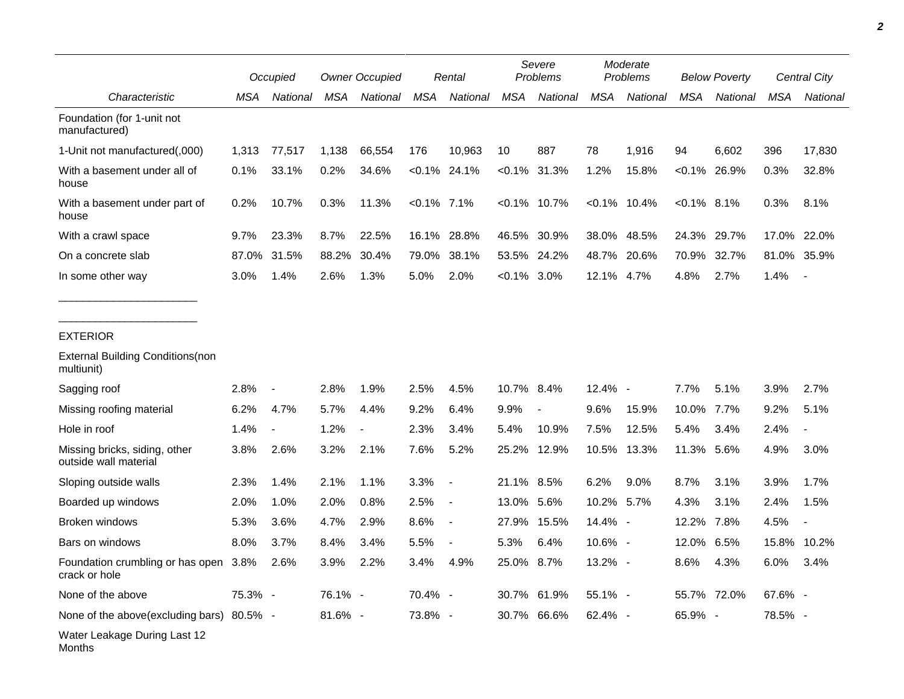| Characteristic | Occupied | | Owner Occupied | | Rental | | Severe Problems | | Moderate Problems | | Below Poverty | | Central City | |
|---|---|---|---|---|---|---|---|---|---|---|---|---|---|---|
| | MSA | National | MSA | National | MSA | National | MSA | National | MSA | National | MSA | National | MSA | National |
| Foundation (for 1-unit not manufactured) | | | | | | | | | | | | | | |
| 1-Unit not manufactured(,000) | 1,313 | 77,517 | 1,138 | 66,554 | 176 | 10,963 | 10 | 887 | 78 | 1,916 | 94 | 6,602 | 396 | 17,830 |
| With a basement under all of house | 0.1% | 33.1% | 0.2% | 34.6% | <0.1% | 24.1% | <0.1% | 31.3% | 1.2% | 15.8% | <0.1% | 26.9% | 0.3% | 32.8% |
| With a basement under part of house | 0.2% | 10.7% | 0.3% | 11.3% | <0.1% | 7.1% | <0.1% | 10.7% | <0.1% | 10.4% | <0.1% | 8.1% | 0.3% | 8.1% |
| With a crawl space | 9.7% | 23.3% | 8.7% | 22.5% | 16.1% | 28.8% | 46.5% | 30.9% | 38.0% | 48.5% | 24.3% | 29.7% | 17.0% | 22.0% |
| On a concrete slab | 87.0% | 31.5% | 88.2% | 30.4% | 79.0% | 38.1% | 53.5% | 24.2% | 48.7% | 20.6% | 70.9% | 32.7% | 81.0% | 35.9% |
| In some other way | 3.0% | 1.4% | 2.6% | 1.3% | 5.0% | 2.0% | <0.1% | 3.0% | 12.1% | 4.7% | 4.8% | 2.7% | 1.4% | - |
| EXTERIOR | | | | | | | | | | | | | | |
| External Building Conditions(non multiunit) | | | | | | | | | | | | | | |
| Sagging roof | 2.8% | - | 2.8% | 1.9% | 2.5% | 4.5% | 10.7% | 8.4% | 12.4% | - | 7.7% | 5.1% | 3.9% | 2.7% |
| Missing roofing material | 6.2% | 4.7% | 5.7% | 4.4% | 9.2% | 6.4% | 9.9% | - | 9.6% | 15.9% | 10.0% | 7.7% | 9.2% | 5.1% |
| Hole in roof | 1.4% | - | 1.2% | - | 2.3% | 3.4% | 5.4% | 10.9% | 7.5% | 12.5% | 5.4% | 3.4% | 2.4% | - |
| Missing bricks, siding, other outside wall material | 3.8% | 2.6% | 3.2% | 2.1% | 7.6% | 5.2% | 25.2% | 12.9% | 10.5% | 13.3% | 11.3% | 5.6% | 4.9% | 3.0% |
| Sloping outside walls | 2.3% | 1.4% | 2.1% | 1.1% | 3.3% | - | 21.1% | 8.5% | 6.2% | 9.0% | 8.7% | 3.1% | 3.9% | 1.7% |
| Boarded up windows | 2.0% | 1.0% | 2.0% | 0.8% | 2.5% | - | 13.0% | 5.6% | 10.2% | 5.7% | 4.3% | 3.1% | 2.4% | 1.5% |
| Broken windows | 5.3% | 3.6% | 4.7% | 2.9% | 8.6% | - | 27.9% | 15.5% | 14.4% | - | 12.2% | 7.8% | 4.5% | - |
| Bars on windows | 8.0% | 3.7% | 8.4% | 3.4% | 5.5% | - | 5.3% | 6.4% | 10.6% | - | 12.0% | 6.5% | 15.8% | 10.2% |
| Foundation crumbling or has open crack or hole | 3.8% | 2.6% | 3.9% | 2.2% | 3.4% | 4.9% | 25.0% | 8.7% | 13.2% | - | 8.6% | 4.3% | 6.0% | 3.4% |
| None of the above | 75.3% | - | 76.1% | - | 70.4% | - | 30.7% | 61.9% | 55.1% | - | 55.7% | 72.0% | 67.6% | - |
| None of the above(excluding bars) | 80.5% | - | 81.6% | - | 73.8% | - | 30.7% | 66.6% | 62.4% | - | 65.9% | - | 78.5% | - |
| Water Leakage During Last 12 Months | | | | | | | | | | | | | | |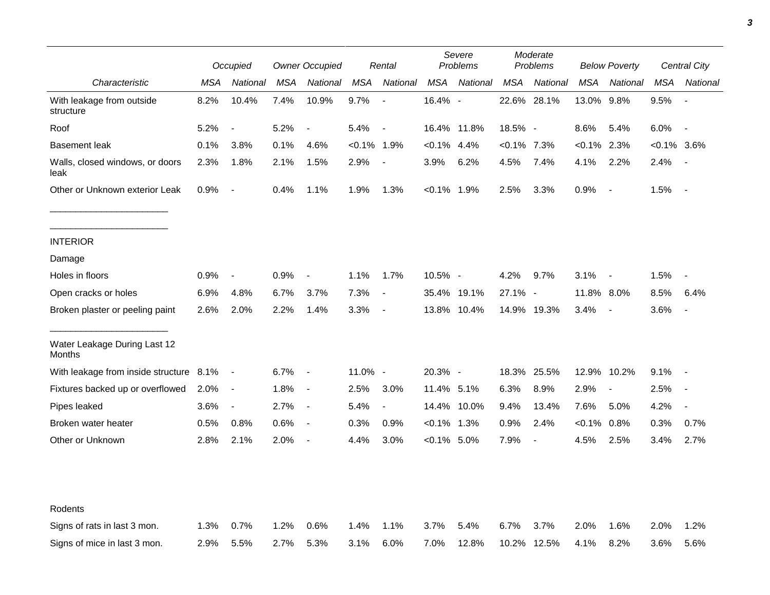| | Occupied | | Owner Occupied | | Rental | | Severe Problems | | Moderate Problems | | Below Poverty | | Central City | |
|---|---|---|---|---|---|---|---|---|---|---|---|---|---|---|
| Characteristic | MSA | National | MSA | National | MSA | National | MSA | National | MSA | National | MSA | National | MSA | National |
| With leakage from outside structure | 8.2% | 10.4% | 7.4% | 10.9% | 9.7% | - | 16.4% | - | 22.6% | 28.1% | 13.0% | 9.8% | 9.5% | - |
| Roof | 5.2% | - | 5.2% | - | 5.4% | - | 16.4% | 11.8% | 18.5% | - | 8.6% | 5.4% | 6.0% | - |
| Basement leak | 0.1% | 3.8% | 0.1% | 4.6% | <0.1% | 1.9% | <0.1% | 4.4% | <0.1% | 7.3% | <0.1% | 2.3% | <0.1% | 3.6% |
| Walls, closed windows, or doors leak | 2.3% | 1.8% | 2.1% | 1.5% | 2.9% | - | 3.9% | 6.2% | 4.5% | 7.4% | 4.1% | 2.2% | 2.4% | - |
| Other or Unknown exterior Leak | 0.9% | - | 0.4% | 1.1% | 1.9% | 1.3% | <0.1% | 1.9% | 2.5% | 3.3% | 0.9% | - | 1.5% | - |
| INTERIOR | | | | | | | | | | | | | | |
| Damage | | | | | | | | | | | | | | |
| Holes in floors | 0.9% | - | 0.9% | - | 1.1% | 1.7% | 10.5% | - | 4.2% | 9.7% | 3.1% | - | 1.5% | - |
| Open cracks or holes | 6.9% | 4.8% | 6.7% | 3.7% | 7.3% | - | 35.4% | 19.1% | 27.1% | - | 11.8% | 8.0% | 8.5% | 6.4% |
| Broken plaster or peeling paint | 2.6% | 2.0% | 2.2% | 1.4% | 3.3% | - | 13.8% | 10.4% | 14.9% | 19.3% | 3.4% | - | 3.6% | - |
| Water Leakage During Last 12 Months | | | | | | | | | | | | | | |
| With leakage from inside structure | 8.1% | - | 6.7% | - | 11.0% | - | 20.3% | - | 18.3% | 25.5% | 12.9% | 10.2% | 9.1% | - |
| Fixtures backed up or overflowed | 2.0% | - | 1.8% | - | 2.5% | 3.0% | 11.4% | 5.1% | 6.3% | 8.9% | 2.9% | - | 2.5% | - |
| Pipes leaked | 3.6% | - | 2.7% | - | 5.4% | - | 14.4% | 10.0% | 9.4% | 13.4% | 7.6% | 5.0% | 4.2% | - |
| Broken water heater | 0.5% | 0.8% | 0.6% | - | 0.3% | 0.9% | <0.1% | 1.3% | 0.9% | 2.4% | <0.1% | 0.8% | 0.3% | 0.7% |
| Other or Unknown | 2.8% | 2.1% | 2.0% | - | 4.4% | 3.0% | <0.1% | 5.0% | 7.9% | - | 4.5% | 2.5% | 3.4% | 2.7% |
| Rodents | | | | | | | | | | | | | | |
| Signs of rats in last 3 mon. | 1.3% | 0.7% | 1.2% | 0.6% | 1.4% | 1.1% | 3.7% | 5.4% | 6.7% | 3.7% | 2.0% | 1.6% | 2.0% | 1.2% |
| Signs of mice in last 3 mon. | 2.9% | 5.5% | 2.7% | 5.3% | 3.1% | 6.0% | 7.0% | 12.8% | 10.2% | 12.5% | 4.1% | 8.2% | 3.6% | 5.6% |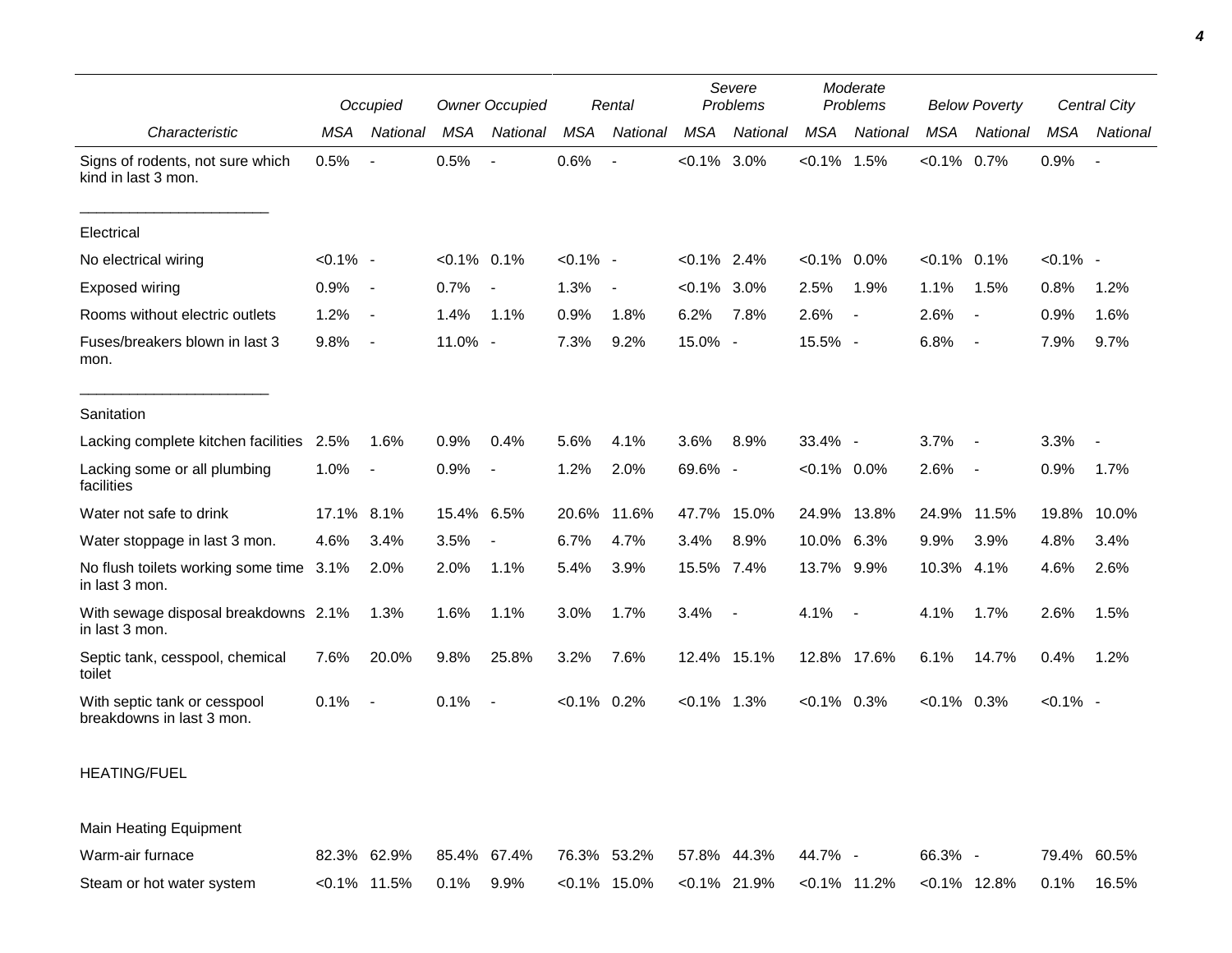| | Occupied | | Owner Occupied | | Rental | | Severe Problems | | Moderate Problems | | Below Poverty | | Central City | |
|---|---|---|---|---|---|---|---|---|---|---|---|---|---|---|
| *Characteristic* | *MSA* | *National* | *MSA* | *National* | *MSA* | *National* | *MSA* | *National* | *MSA* | *National* | *MSA* | *National* | *MSA* | *National* |
| Signs of rodents, not sure which kind in last 3 mon. | 0.5% | - | 0.5% | - | 0.6% | - | <0.1% | 3.0% | <0.1% | 1.5% | <0.1% | 0.7% | 0.9% | - |
| Electrical | | | | | | | | | | | | | | |
| No electrical wiring | <0.1% | - | <0.1% | 0.1% | <0.1% | - | <0.1% | 2.4% | <0.1% | 0.0% | <0.1% | 0.1% | <0.1% | - |
| Exposed wiring | 0.9% | - | 0.7% | - | 1.3% | - | <0.1% | 3.0% | 2.5% | 1.9% | 1.1% | 1.5% | 0.8% | 1.2% |
| Rooms without electric outlets | 1.2% | - | 1.4% | 1.1% | 0.9% | 1.8% | 6.2% | 7.8% | 2.6% | - | 2.6% | - | 0.9% | 1.6% |
| Fuses/breakers blown in last 3 mon. | 9.8% | - | 11.0% | - | 7.3% | 9.2% | 15.0% | - | 15.5% | - | 6.8% | - | 7.9% | 9.7% |
| Sanitation | | | | | | | | | | | | | | |
| Lacking complete kitchen facilities | 2.5% | 1.6% | 0.9% | 0.4% | 5.6% | 4.1% | 3.6% | 8.9% | 33.4% | - | 3.7% | - | 3.3% | - |
| Lacking some or all plumbing facilities | 1.0% | - | 0.9% | - | 1.2% | 2.0% | 69.6% | - | <0.1% | 0.0% | 2.6% | - | 0.9% | 1.7% |
| Water not safe to drink | 17.1% | 8.1% | 15.4% | 6.5% | 20.6% | 11.6% | 47.7% | 15.0% | 24.9% | 13.8% | 24.9% | 11.5% | 19.8% | 10.0% |
| Water stoppage in last 3 mon. | 4.6% | 3.4% | 3.5% | - | 6.7% | 4.7% | 3.4% | 8.9% | 10.0% | 6.3% | 9.9% | 3.9% | 4.8% | 3.4% |
| No flush toilets working some time in last 3 mon. | 3.1% | 2.0% | 2.0% | 1.1% | 5.4% | 3.9% | 15.5% | 7.4% | 13.7% | 9.9% | 10.3% | 4.1% | 4.6% | 2.6% |
| With sewage disposal breakdowns in last 3 mon. | 2.1% | 1.3% | 1.6% | 1.1% | 3.0% | 1.7% | 3.4% | - | 4.1% | - | 4.1% | 1.7% | 2.6% | 1.5% |
| Septic tank, cesspool, chemical toilet | 7.6% | 20.0% | 9.8% | 25.8% | 3.2% | 7.6% | 12.4% | 15.1% | 12.8% | 17.6% | 6.1% | 14.7% | 0.4% | 1.2% |
| With septic tank or cesspool breakdowns in last 3 mon. | 0.1% | - | 0.1% | - | <0.1% | 0.2% | <0.1% | 1.3% | <0.1% | 0.3% | <0.1% | 0.3% | <0.1% | - |
| HEATING/FUEL | | | | | | | | | | | | | | |
| Main Heating Equipment | | | | | | | | | | | | | | |
| Warm-air furnace | 82.3% | 62.9% | 85.4% | 67.4% | 76.3% | 53.2% | 57.8% | 44.3% | 44.7% | - | 66.3% | - | 79.4% | 60.5% |
| Steam or hot water system | <0.1% | 11.5% | 0.1% | 9.9% | <0.1% | 15.0% | <0.1% | 21.9% | <0.1% | 11.2% | <0.1% | 12.8% | 0.1% | 16.5% |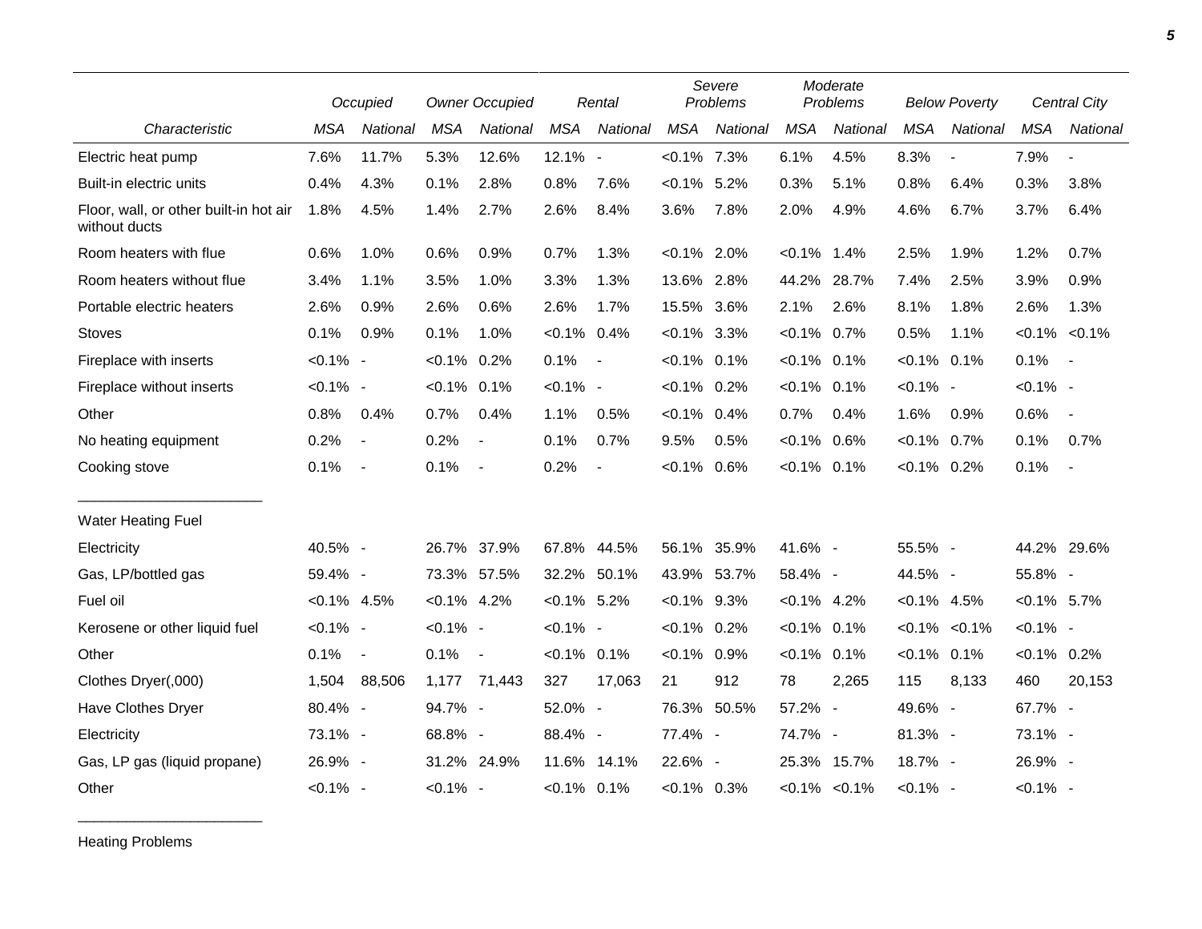| Characteristic | Occupied | | Owner Occupied | | Rental | | Severe Problems | | Moderate Problems | | Below Poverty | | Central City | |
|---|---|---|---|---|---|---|---|---|---|---|---|---|---|---|
| | MSA | National | MSA | National | MSA | National | MSA | National | MSA | National | MSA | National | MSA | National |
| Electric heat pump | 7.6% | 11.7% | 5.3% | 12.6% | 12.1% | - | <0.1% | 7.3% | 6.1% | 4.5% | 8.3% | - | 7.9% | - |
| Built-in electric units | 0.4% | 4.3% | 0.1% | 2.8% | 0.8% | 7.6% | <0.1% | 5.2% | 0.3% | 5.1% | 0.8% | 6.4% | 0.3% | 3.8% |
| Floor, wall, or other built-in hot air without ducts | 1.8% | 4.5% | 1.4% | 2.7% | 2.6% | 8.4% | 3.6% | 7.8% | 2.0% | 4.9% | 4.6% | 6.7% | 3.7% | 6.4% |
| Room heaters with flue | 0.6% | 1.0% | 0.6% | 0.9% | 0.7% | 1.3% | <0.1% | 2.0% | <0.1% | 1.4% | 2.5% | 1.9% | 1.2% | 0.7% |
| Room heaters without flue | 3.4% | 1.1% | 3.5% | 1.0% | 3.3% | 1.3% | 13.6% | 2.8% | 44.2% | 28.7% | 7.4% | 2.5% | 3.9% | 0.9% |
| Portable electric heaters | 2.6% | 0.9% | 2.6% | 0.6% | 2.6% | 1.7% | 15.5% | 3.6% | 2.1% | 2.6% | 8.1% | 1.8% | 2.6% | 1.3% |
| Stoves | 0.1% | 0.9% | 0.1% | 1.0% | <0.1% | 0.4% | <0.1% | 3.3% | <0.1% | 0.7% | 0.5% | 1.1% | <0.1% | <0.1% |
| Fireplace with inserts | <0.1% | - | <0.1% | 0.2% | 0.1% | - | <0.1% | 0.1% | <0.1% | 0.1% | <0.1% | 0.1% | 0.1% | - |
| Fireplace without inserts | <0.1% | - | <0.1% | 0.1% | <0.1% | - | <0.1% | 0.2% | <0.1% | 0.1% | <0.1% | - | <0.1% | - |
| Other | 0.8% | 0.4% | 0.7% | 0.4% | 1.1% | 0.5% | <0.1% | 0.4% | 0.7% | 0.4% | 1.6% | 0.9% | 0.6% | - |
| No heating equipment | 0.2% | - | 0.2% | - | 0.1% | 0.7% | 9.5% | 0.5% | <0.1% | 0.6% | <0.1% | 0.7% | 0.1% | 0.7% |
| Cooking stove | 0.1% | - | 0.1% | - | 0.2% | - | <0.1% | 0.6% | <0.1% | 0.1% | <0.1% | 0.2% | 0.1% | - |
| Water Heating Fuel | | | | | | | | | | | | | | |
| Electricity | 40.5% | - | 26.7% | 37.9% | 67.8% | 44.5% | 56.1% | 35.9% | 41.6% | - | 55.5% | - | 44.2% | 29.6% |
| Gas, LP/bottled gas | 59.4% | - | 73.3% | 57.5% | 32.2% | 50.1% | 43.9% | 53.7% | 58.4% | - | 44.5% | - | 55.8% | - |
| Fuel oil | <0.1% | 4.5% | <0.1% | 4.2% | <0.1% | 5.2% | <0.1% | 9.3% | <0.1% | 4.2% | <0.1% | 4.5% | <0.1% | 5.7% |
| Kerosene or other liquid fuel | <0.1% | - | <0.1% | - | <0.1% | - | <0.1% | 0.2% | <0.1% | 0.1% | <0.1% | <0.1% | <0.1% | - |
| Other | 0.1% | - | 0.1% | - | <0.1% | 0.1% | <0.1% | 0.9% | <0.1% | 0.1% | <0.1% | 0.1% | <0.1% | 0.2% |
| Clothes Dryer(,000) | 1,504 | 88,506 | 1,177 | 71,443 | 327 | 17,063 | 21 | 912 | 78 | 2,265 | 115 | 8,133 | 460 | 20,153 |
| Have Clothes Dryer | 80.4% | - | 94.7% | - | 52.0% | - | 76.3% | 50.5% | 57.2% | - | 49.6% | - | 67.7% | - |
| Electricity | 73.1% | - | 68.8% | - | 88.4% | - | 77.4% | - | 74.7% | - | 81.3% | - | 73.1% | - |
| Gas, LP gas (liquid propane) | 26.9% | - | 31.2% | 24.9% | 11.6% | 14.1% | 22.6% | - | 25.3% | 15.7% | 18.7% | - | 26.9% | - |
| Other | <0.1% | - | <0.1% | - | <0.1% | 0.1% | <0.1% | 0.3% | <0.1% | <0.1% | <0.1% | - | <0.1% | - |

Heating Problems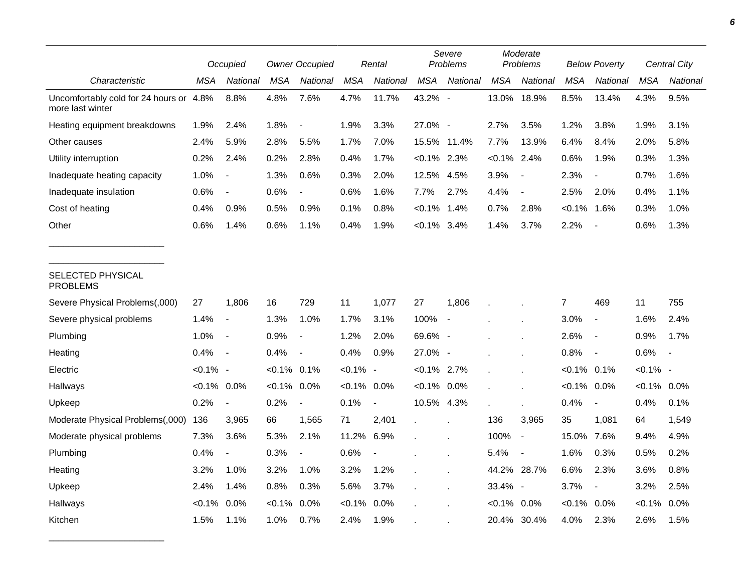| Characteristic | Occupied | | Owner Occupied | | Rental | | Severe Problems | | Moderate Problems | | Below Poverty | | Central City | |
|---|---|---|---|---|---|---|---|---|---|---|---|---|---|---|
| | MSA | National | MSA | National | MSA | National | MSA | National | MSA | National | MSA | National | MSA | National |
| Uncomfortably cold for 24 hours or more last winter | 4.8% | 8.8% | 4.8% | 7.6% | 4.7% | 11.7% | 43.2% | - | 13.0% | 18.9% | 8.5% | 13.4% | 4.3% | 9.5% |
| Heating equipment breakdowns | 1.9% | 2.4% | 1.8% | - | 1.9% | 3.3% | 27.0% | - | 2.7% | 3.5% | 1.2% | 3.8% | 1.9% | 3.1% |
| Other causes | 2.4% | 5.9% | 2.8% | 5.5% | 1.7% | 7.0% | 15.5% | 11.4% | 7.7% | 13.9% | 6.4% | 8.4% | 2.0% | 5.8% |
| Utility interruption | 0.2% | 2.4% | 0.2% | 2.8% | 0.4% | 1.7% | <0.1% | 2.3% | <0.1% | 2.4% | 0.6% | 1.9% | 0.3% | 1.3% |
| Inadequate heating capacity | 1.0% | - | 1.3% | 0.6% | 0.3% | 2.0% | 12.5% | 4.5% | 3.9% | - | 2.3% | - | 0.7% | 1.6% |
| Inadequate insulation | 0.6% | - | 0.6% | - | 0.6% | 1.6% | 7.7% | 2.7% | 4.4% | - | 2.5% | 2.0% | 0.4% | 1.1% |
| Cost of heating | 0.4% | 0.9% | 0.5% | 0.9% | 0.1% | 0.8% | <0.1% | 1.4% | 0.7% | 2.8% | <0.1% | 1.6% | 0.3% | 1.0% |
| Other | 0.6% | 1.4% | 0.6% | 1.1% | 0.4% | 1.9% | <0.1% | 3.4% | 1.4% | 3.7% | 2.2% | - | 0.6% | 1.3% |
| SELECTED PHYSICAL PROBLEMS | | | | | | | | | | | | | | |
| Severe Physical Problems(,000) | 27 | 1,806 | 16 | 729 | 11 | 1,077 | 27 | 1,806 | . | . | 7 | 469 | 11 | 755 |
| Severe physical problems | 1.4% | - | 1.3% | 1.0% | 1.7% | 3.1% | 100% | - | . | . | 3.0% | - | 1.6% | 2.4% |
| Plumbing | 1.0% | - | 0.9% | - | 1.2% | 2.0% | 69.6% | - | . | . | 2.6% | - | 0.9% | 1.7% |
| Heating | 0.4% | - | 0.4% | - | 0.4% | 0.9% | 27.0% | - | . | . | 0.8% | - | 0.6% | - |
| Electric | <0.1% | - | <0.1% | 0.1% | <0.1% | - | <0.1% | 2.7% | . | . | <0.1% | 0.1% | <0.1% | - |
| Hallways | <0.1% | 0.0% | <0.1% | 0.0% | <0.1% | 0.0% | <0.1% | 0.0% | . | . | <0.1% | 0.0% | <0.1% | 0.0% |
| Upkeep | 0.2% | - | 0.2% | - | 0.1% | - | 10.5% | 4.3% | . | . | 0.4% | - | 0.4% | 0.1% |
| Moderate Physical Problems(,000) | 136 | 3,965 | 66 | 1,565 | 71 | 2,401 | . | . | 136 | 3,965 | 35 | 1,081 | 64 | 1,549 |
| Moderate physical problems | 7.3% | 3.6% | 5.3% | 2.1% | 11.2% | 6.9% | . | . | 100% | - | 15.0% | 7.6% | 9.4% | 4.9% |
| Plumbing | 0.4% | - | 0.3% | - | 0.6% | - | . | . | 5.4% | - | 1.6% | 0.3% | 0.5% | 0.2% |
| Heating | 3.2% | 1.0% | 3.2% | 1.0% | 3.2% | 1.2% | . | . | 44.2% | 28.7% | 6.6% | 2.3% | 3.6% | 0.8% |
| Upkeep | 2.4% | 1.4% | 0.8% | 0.3% | 5.6% | 3.7% | . | . | 33.4% | - | 3.7% | - | 3.2% | 2.5% |
| Hallways | <0.1% | 0.0% | <0.1% | 0.0% | <0.1% | 0.0% | . | . | <0.1% | 0.0% | <0.1% | 0.0% | <0.1% | 0.0% |
| Kitchen | 1.5% | 1.1% | 1.0% | 0.7% | 2.4% | 1.9% | . | . | 20.4% | 30.4% | 4.0% | 2.3% | 2.6% | 1.5% |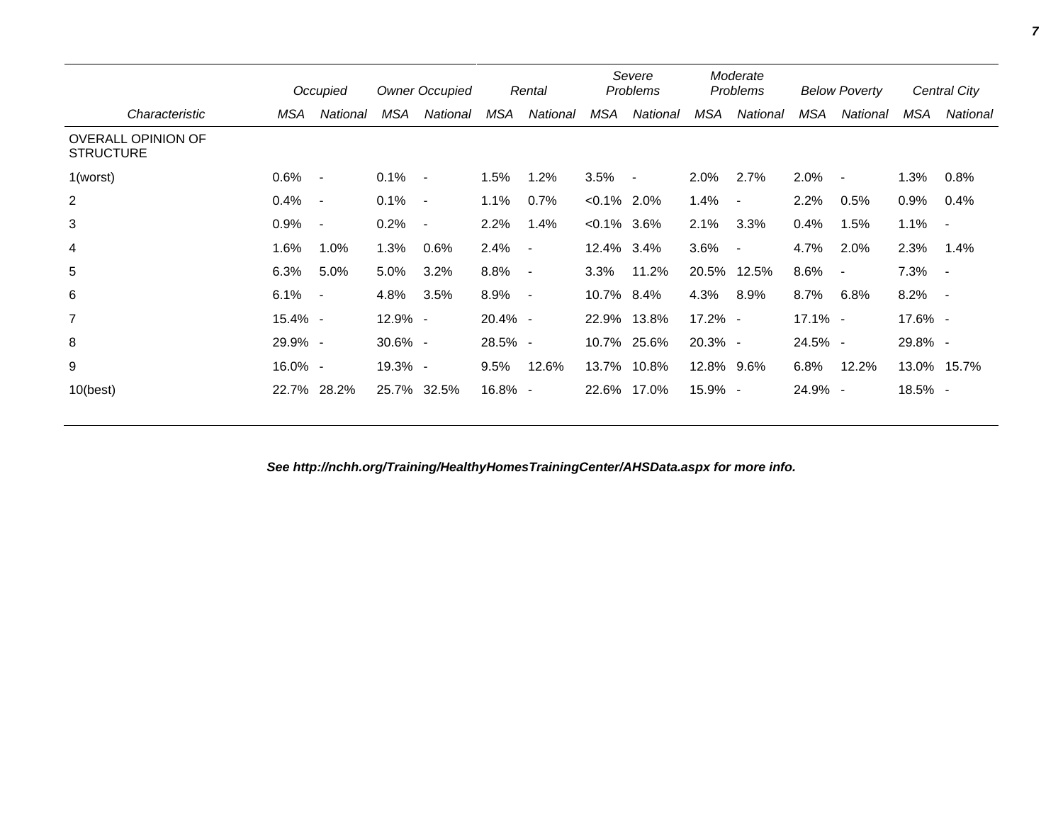| | Occupied | | Owner Occupied | | Rental | | Severe Problems | | Moderate Problems | | Below Poverty | | Central City | |
|---|---|---|---|---|---|---|---|---|---|---|---|---|---|---|
| Characteristic | MSA | National | MSA | National | MSA | National | MSA | National | MSA | National | MSA | National | MSA | National |
| OVERALL OPINION OF STRUCTURE | | | | | | | | | | | | | | |
| 1(worst) | 0.6% | - | 0.1% | - | 1.5% | 1.2% | 3.5% | - | 2.0% | 2.7% | 2.0% | - | 1.3% | 0.8% |
| 2 | 0.4% | - | 0.1% | - | 1.1% | 0.7% | <0.1% | 2.0% | 1.4% | - | 2.2% | 0.5% | 0.9% | 0.4% |
| 3 | 0.9% | - | 0.2% | - | 2.2% | 1.4% | <0.1% | 3.6% | 2.1% | 3.3% | 0.4% | 1.5% | 1.1% | - |
| 4 | 1.6% | 1.0% | 1.3% | 0.6% | 2.4% | - | 12.4% | 3.4% | 3.6% | - | 4.7% | 2.0% | 2.3% | 1.4% |
| 5 | 6.3% | 5.0% | 5.0% | 3.2% | 8.8% | - | 3.3% | 11.2% | 20.5% | 12.5% | 8.6% | - | 7.3% | - |
| 6 | 6.1% | - | 4.8% | 3.5% | 8.9% | - | 10.7% | 8.4% | 4.3% | 8.9% | 8.7% | 6.8% | 8.2% | - |
| 7 | 15.4% | - | 12.9% | - | 20.4% | - | 22.9% | 13.8% | 17.2% | - | 17.1% | - | 17.6% | - |
| 8 | 29.9% | - | 30.6% | - | 28.5% | - | 10.7% | 25.6% | 20.3% | - | 24.5% | - | 29.8% | - |
| 9 | 16.0% | - | 19.3% | - | 9.5% | 12.6% | 13.7% | 10.8% | 12.8% | 9.6% | 6.8% | 12.2% | 13.0% | 15.7% |
| 10(best) | 22.7% | 28.2% | 25.7% | 32.5% | 16.8% | - | 22.6% | 17.0% | 15.9% | - | 24.9% | - | 18.5% | - |

***See http://nchh.org/Training/HealthyHomesTrainingCenter/AHSData.aspx for more info.***